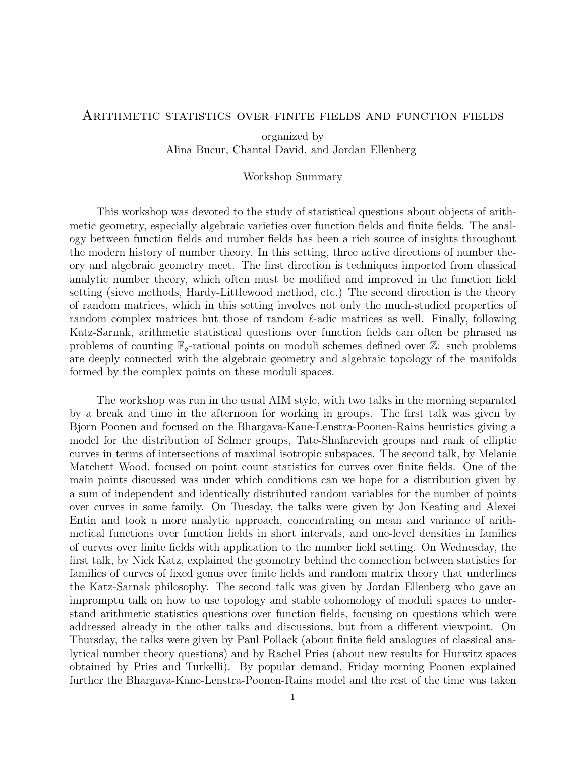# Arithmetic statistics over finite fields and function fields

organized by
Alina Bucur, Chantal David, and Jordan Ellenberg

## Workshop Summary

This workshop was devoted to the study of statistical questions about objects of arithmetic geometry, especially algebraic varieties over function fields and finite fields. The analogy between function fields and number fields has been a rich source of insights throughout the modern history of number theory. In this setting, three active directions of number theory and algebraic geometry meet. The first direction is techniques imported from classical analytic number theory, which often must be modified and improved in the function field setting (sieve methods, Hardy-Littlewood method, etc.) The second direction is the theory of random matrices, which in this setting involves not only the much-studied properties of random complex matrices but those of random $\ell$-adic matrices as well. Finally, following Katz-Sarnak, arithmetic statistical questions over function fields can often be phrased as problems of counting $\mathbb{F}_q$-rational points on moduli schemes defined over $\mathbb{Z}$: such problems are deeply connected with the algebraic geometry and algebraic topology of the manifolds formed by the complex points on these moduli spaces.

The workshop was run in the usual AIM style, with two talks in the morning separated by a break and time in the afternoon for working in groups. The first talk was given by Bjorn Poonen and focused on the Bhargava-Kane-Lenstra-Poonen-Rains heuristics giving a model for the distribution of Selmer groups, Tate-Shafarevich groups and rank of elliptic curves in terms of intersections of maximal isotropic subspaces. The second talk, by Melanie Matchett Wood, focused on point count statistics for curves over finite fields. One of the main points discussed was under which conditions can we hope for a distribution given by a sum of independent and identically distributed random variables for the number of points over curves in some family. On Tuesday, the talks were given by Jon Keating and Alexei Entin and took a more analytic approach, concentrating on mean and variance of arithmetical functions over function fields in short intervals, and one-level densities in families of curves over finite fields with application to the number field setting. On Wednesday, the first talk, by Nick Katz, explained the geometry behind the connection between statistics for families of curves of fixed genus over finite fields and random matrix theory that underlines the Katz-Sarnak philosophy. The second talk was given by Jordan Ellenberg who gave an impromptu talk on how to use topology and stable cohomology of moduli spaces to understand arithmetic statistics questions over function fields, focusing on questions which were addressed already in the other talks and discussions, but from a different viewpoint. On Thursday, the talks were given by Paul Pollack (about finite field analogues of classical analytical number theory questions) and by Rachel Pries (about new results for Hurwitz spaces obtained by Pries and Turkelli). By popular demand, Friday morning Poonen explained further the Bhargava-Kane-Lenstra-Poonen-Rains model and the rest of the time was taken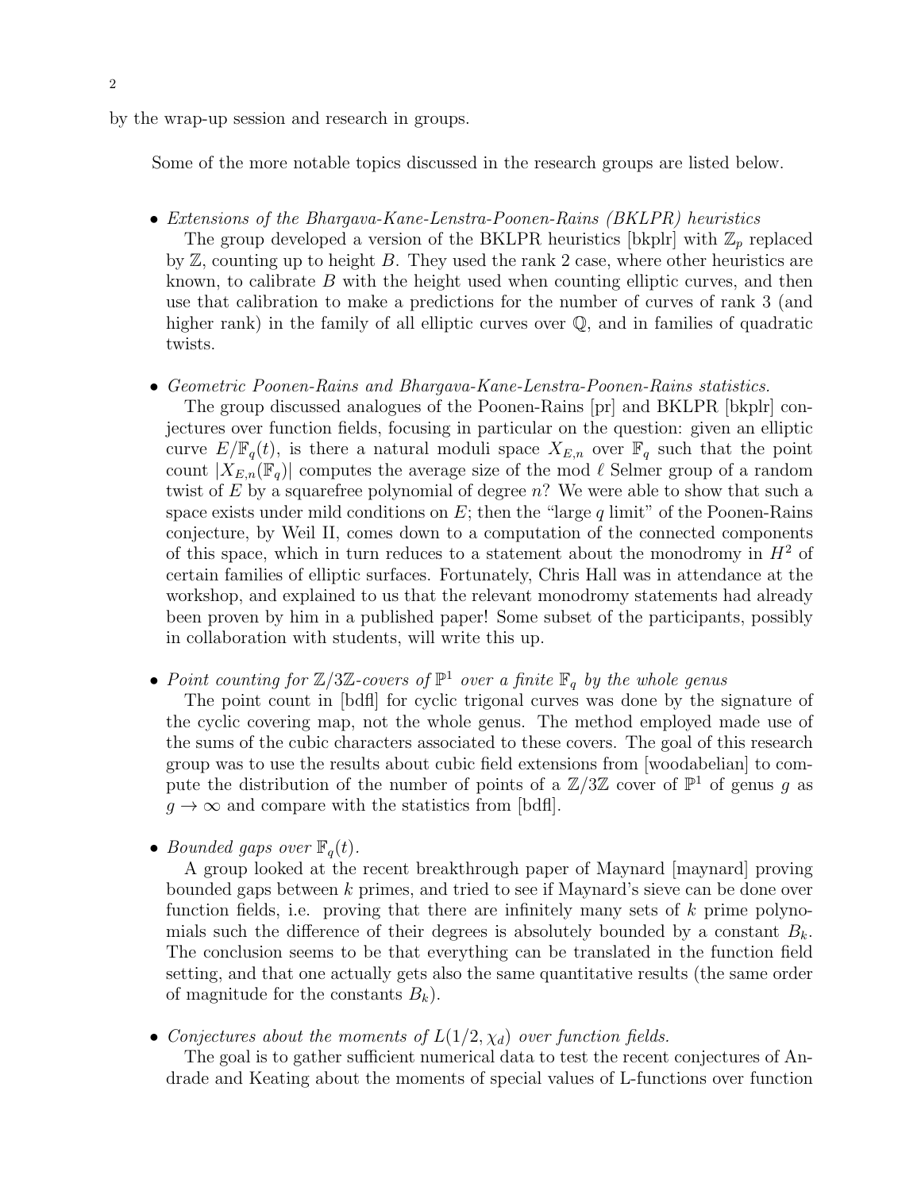by the wrap-up session and research in groups.

Some of the more notable topics discussed in the research groups are listed below.

- *Extensions of the Bhargava-Kane-Lenstra-Poonen-Rains (BKLPR) heuristics*
  The group developed a version of the BKLPR heuristics [bkplr] with $\mathbb{Z}_p$ replaced by $\mathbb{Z}$, counting up to height $B$. They used the rank 2 case, where other heuristics are known, to calibrate $B$ with the height used when counting elliptic curves, and then use that calibration to make a predictions for the number of curves of rank 3 (and higher rank) in the family of all elliptic curves over $\mathbb{Q}$, and in families of quadratic twists.

- *Geometric Poonen-Rains and Bhargava-Kane-Lenstra-Poonen-Rains statistics.*
  The group discussed analogues of the Poonen-Rains [pr] and BKLPR [bkplr] conjectures over function fields, focusing in particular on the question: given an elliptic curve $E/\mathbb{F}_q(t)$, is there a natural moduli space $X_{E,n}$ over $\mathbb{F}_q$ such that the point count $|X_{E,n}(\mathbb{F}_q)|$ computes the average size of the mod $\ell$ Selmer group of a random twist of $E$ by a squarefree polynomial of degree $n$? We were able to show that such a space exists under mild conditions on $E$; then the "large $q$ limit" of the Poonen-Rains conjecture, by Weil II, comes down to a computation of the connected components of this space, which in turn reduces to a statement about the monodromy in $H^2$ of certain families of elliptic surfaces. Fortunately, Chris Hall was in attendance at the workshop, and explained to us that the relevant monodromy statements had already been proven by him in a published paper! Some subset of the participants, possibly in collaboration with students, will write this up.

- *Point counting for $\mathbb{Z}/3\mathbb{Z}$-covers of $\mathbb{P}^1$ over a finite $\mathbb{F}_q$ by the whole genus*
  The point count in [bdfl] for cyclic trigonal curves was done by the signature of the cyclic covering map, not the whole genus. The method employed made use of the sums of the cubic characters associated to these covers. The goal of this research group was to use the results about cubic field extensions from [woodabelian] to compute the distribution of the number of points of a $\mathbb{Z}/3\mathbb{Z}$ cover of $\mathbb{P}^1$ of genus $g$ as $g \to \infty$ and compare with the statistics from [bdfl].

- *Bounded gaps over $\mathbb{F}_q(t)$.*
  A group looked at the recent breakthrough paper of Maynard [maynard] proving bounded gaps between $k$ primes, and tried to see if Maynard's sieve can be done over function fields, i.e. proving that there are infinitely many sets of $k$ prime polynomials such the difference of their degrees is absolutely bounded by a constant $B_k$. The conclusion seems to be that everything can be translated in the function field setting, and that one actually gets also the same quantitative results (the same order of magnitude for the constants $B_k$).

- *Conjectures about the moments of $L(1/2, \chi_d)$ over function fields.*
  The goal is to gather sufficient numerical data to test the recent conjectures of Andrade and Keating about the moments of special values of L-functions over function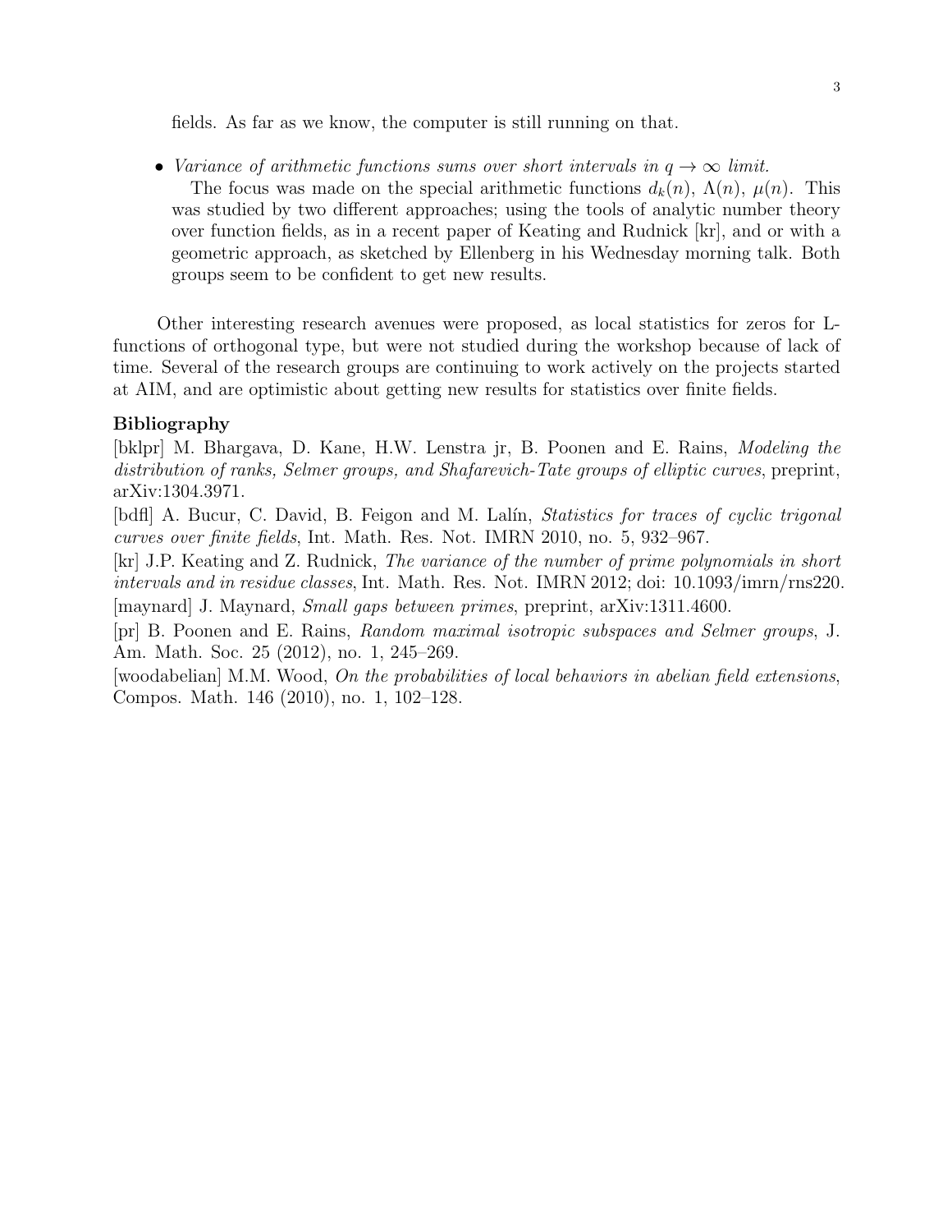fields. As far as we know, the computer is still running on that.

- *Variance of arithmetic functions sums over short intervals in $q \to \infty$ limit.*
  The focus was made on the special arithmetic functions $d_k(n)$, $\Lambda(n)$, $\mu(n)$. This was studied by two different approaches; using the tools of analytic number theory over function fields, as in a recent paper of Keating and Rudnick [kr], and or with a geometric approach, as sketched by Ellenberg in his Wednesday morning talk. Both groups seem to be confident to get new results.

Other interesting research avenues were proposed, as local statistics for zeros for L-functions of orthogonal type, but were not studied during the workshop because of lack of time. Several of the research groups are continuing to work actively on the projects started at AIM, and are optimistic about getting new results for statistics over finite fields.

**Bibliography**

[bklpr] M. Bhargava, D. Kane, H.W. Lenstra jr, B. Poonen and E. Rains, *Modeling the distribution of ranks, Selmer groups, and Shafarevich-Tate groups of elliptic curves*, preprint, arXiv:1304.3971.

[bdfl] A. Bucur, C. David, B. Feigon and M. Lalín, *Statistics for traces of cyclic trigonal curves over finite fields*, Int. Math. Res. Not. IMRN 2010, no. 5, 932–967.

[kr] J.P. Keating and Z. Rudnick, *The variance of the number of prime polynomials in short intervals and in residue classes*, Int. Math. Res. Not. IMRN 2012; doi: 10.1093/imrn/rns220.

[maynard] J. Maynard, *Small gaps between primes*, preprint, arXiv:1311.4600.

[pr] B. Poonen and E. Rains, *Random maximal isotropic subspaces and Selmer groups*, J. Am. Math. Soc. 25 (2012), no. 1, 245–269.

[woodabelian] M.M. Wood, *On the probabilities of local behaviors in abelian field extensions*, Compos. Math. 146 (2010), no. 1, 102–128.